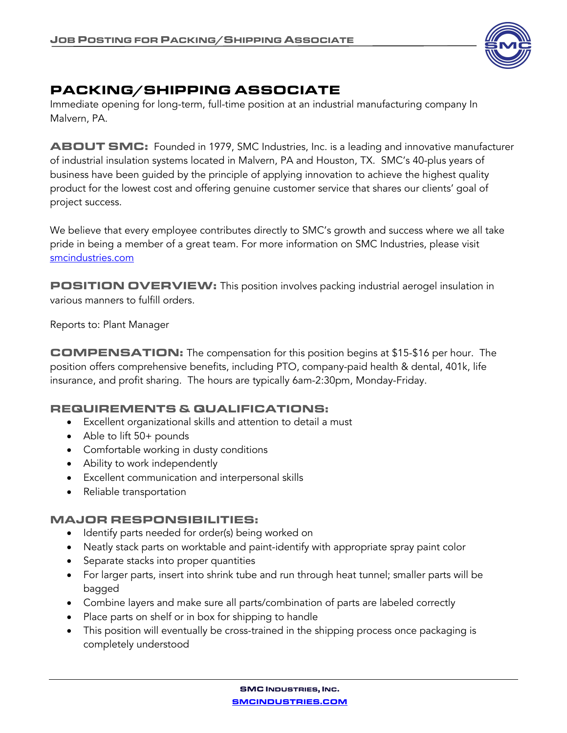# PACKING/SHIPPING ASSOCIATE

Immediate opening for long-term, full-time position at an industrial manufacturing company In Malvern, PA.

**ABOUT SMC:** Founded in 1979, SMC Industries, Inc. is a leading and innovative manufacturer of industrial insulation systems located in Malvern, PA and Houston, TX. SMC's 40-plus years of business have been guided by the principle of applying innovation to achieve the highest quality product for the lowest cost and offering genuine customer service that shares our clients' goal of project success.

We believe that every employee contributes directly to SMC's growth and success where we all take pride in being a member of a great team. For more information on SMC Industries, please visit [smcindustries.com](smcindustries.com)

**POSITION OVERVIEW:** This position involves packing industrial aerogel insulation in various manners to fulfill orders.

Reports to: Plant Manager

**COMPENSATION:** The compensation for this position begins at $15-$16 per hour. The position offers comprehensive benefits, including PTO, company-paid health & dental, 401k, life insurance, and profit sharing. The hours are typically 6am-2:30pm, Monday-Friday.

## REQUIREMENTS & QUALIFICATIONS:

- Excellent organizational skills and attention to detail a must
- Able to lift 50+ pounds
- Comfortable working in dusty conditions
- Ability to work independently
- Excellent communication and interpersonal skills
- Reliable transportation

## MAJOR RESPONSIBILITIES:

- Identify parts needed for order(s) being worked on
- Neatly stack parts on worktable and paint-identify with appropriate spray paint color
- Separate stacks into proper quantities
- For larger parts, insert into shrink tube and run through heat tunnel; smaller parts will be bagged
- Combine layers and make sure all parts/combination of parts are labeled correctly
- Place parts on shelf or in box for shipping to handle
- This position will eventually be cross-trained in the shipping process once packaging is completely understood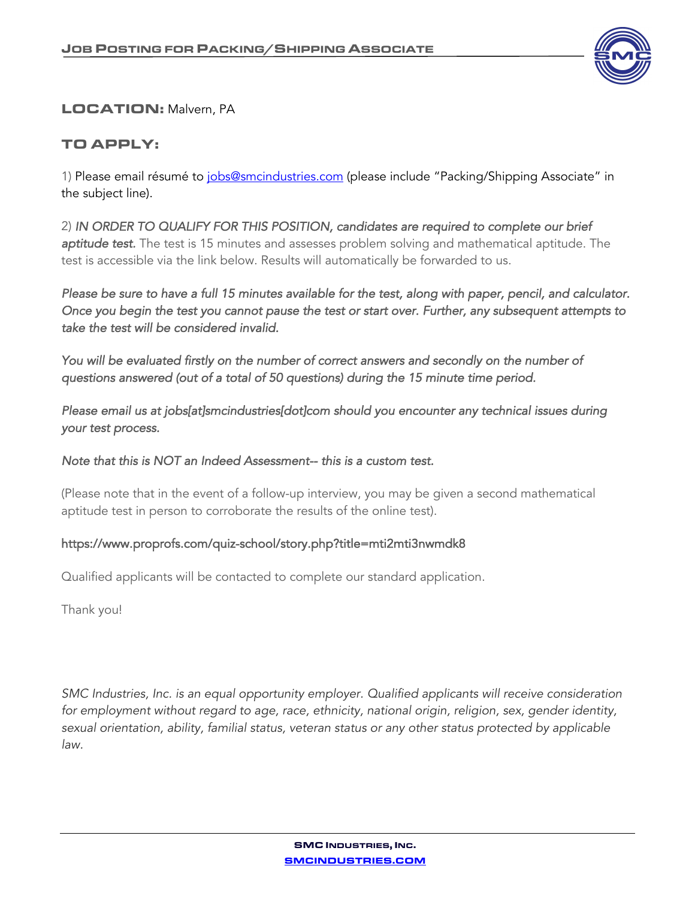**LOCATION:** Malvern, PA

## TO APPLY:

1) Please email résumé to jobs@smcindustries.com (please include "Packing/Shipping Associate" in the subject line).

2) *IN ORDER TO QUALIFY FOR THIS POSITION, candidates are required to complete our brief aptitude test.* The test is 15 minutes and assesses problem solving and mathematical aptitude. The test is accessible via the link below. Results will automatically be forwarded to us.

*Please be sure to have a full 15 minutes available for the test, along with paper, pencil, and calculator. Once you begin the test you cannot pause the test or start over. Further, any subsequent attempts to take the test will be considered invalid.*

*You will be evaluated firstly on the number of correct answers and secondly on the number of questions answered (out of a total of 50 questions) during the 15 minute time period.*

*Please email us at jobs[at]smcindustries[dot]com should you encounter any technical issues during your test process.*

*Note that this is NOT an Indeed Assessment-- this is a custom test.*

(Please note that in the event of a follow-up interview, you may be given a second mathematical aptitude test in person to corroborate the results of the online test).

https://www.proprofs.com/quiz-school/story.php?title=mti2mti3nwmdk8

Qualified applicants will be contacted to complete our standard application.

Thank you!

*SMC Industries, Inc. is an equal opportunity employer. Qualified applicants will receive consideration for employment without regard to age, race, ethnicity, national origin, religion, sex, gender identity, sexual orientation, ability, familial status, veteran status or any other status protected by applicable law.*